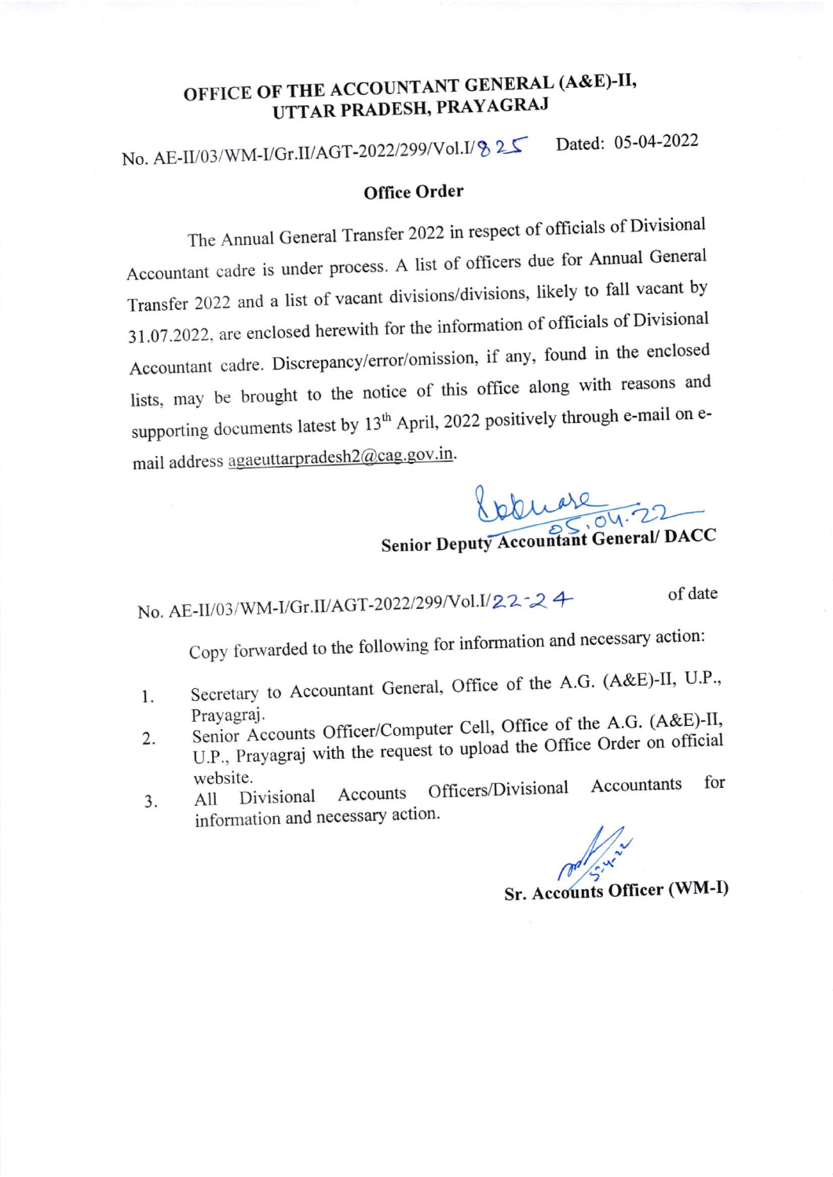# OFFICE OF THE ACCOUNTANT GENERAL (A&E)-II, UTTAR PRADESH, PRAYAGRAJ

No. AE-II/03/WM-I/Gr.II/AGT-2022/299/Vol.I/825 Dated: 05-04-2022

## Office Order

The Annual General Transfer 2022 in respect of officials of Divisional Accountant cadre is under process. A list of officers due for Annual General Transfer 2022 and a list of vacant divisions/divisions, likely to fall vacant by 31.07.2022, are enclosed herewith for the information of officials of Divisional Accountant cadre. Discrepancy/error/omission, if any, found in the enclosed lists, may be brought to the notice of this office along with reasons and supporting documents latest by 13th April, 2022 positively through e-mail on e-mail address agaeuttarpradesh2@cag.gov.in.

05.04.22

**Senior Deputy Accountant General/ DACC**

No. AE-II/03/WM-I/Gr.II/AGT-2022/299/Vol.I/22-24 of date

Copy forwarded to the following for information and necessary action:

1. Secretary to Accountant General, Office of the A.G. (A&E)-II, U.P., Prayagraj.
2. Senior Accounts Officer/Computer Cell, Office of the A.G. (A&E)-II, U.P., Prayagraj with the request to upload the Office Order on official website.
3. All Divisional Accounts Officers/Divisional Accountants for information and necessary action.

5.4.22

**Sr. Accounts Officer (WM-I)**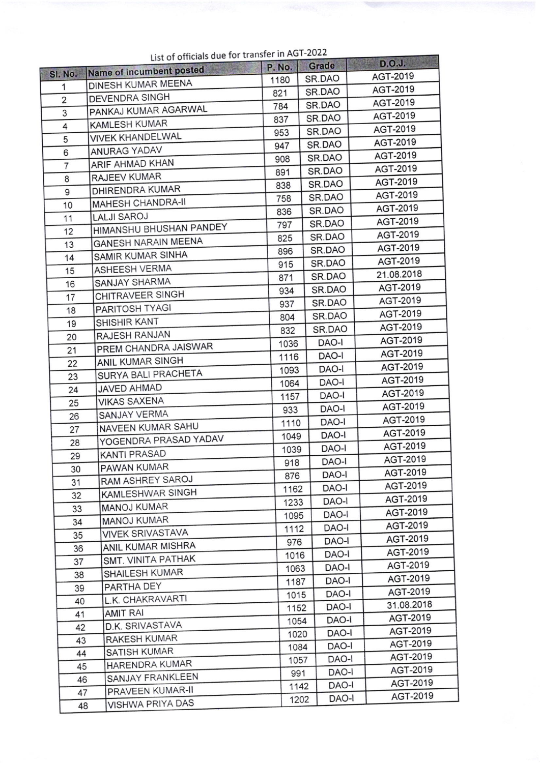List of officials due for transfer in AGT-2022

| Sl. No. | Name of incumbent posted | P. No. | Grade | D.O.J. |
|---|---|---|---|---|
| 1 | DINESH KUMAR MEENA | 1180 | SR.DAO | AGT-2019 |
| 2 | DEVENDRA SINGH | 821 | SR.DAO | AGT-2019 |
| 3 | PANKAJ KUMAR AGARWAL | 784 | SR.DAO | AGT-2019 |
| 4 | KAMLESH KUMAR | 837 | SR.DAO | AGT-2019 |
| 5 | VIVEK KHANDELWAL | 953 | SR.DAO | AGT-2019 |
| 6 | ANURAG YADAV | 947 | SR.DAO | AGT-2019 |
| 7 | ARIF AHMAD KHAN | 908 | SR.DAO | AGT-2019 |
| 8 | RAJEEV KUMAR | 891 | SR.DAO | AGT-2019 |
| 9 | DHIRENDRA KUMAR | 838 | SR.DAO | AGT-2019 |
| 10 | MAHESH CHANDRA-II | 758 | SR.DAO | AGT-2019 |
| 11 | LALJI SAROJ | 836 | SR.DAO | AGT-2019 |
| 12 | HIMANSHU BHUSHAN PANDEY | 797 | SR.DAO | AGT-2019 |
| 13 | GANESH NARAIN MEENA | 825 | SR.DAO | AGT-2019 |
| 14 | SAMIR KUMAR SINHA | 896 | SR.DAO | AGT-2019 |
| 15 | ASHEESH VERMA | 915 | SR.DAO | AGT-2019 |
| 16 | SANJAY SHARMA | 871 | SR.DAO | 21.08.2018 |
| 17 | CHITRAVEER SINGH | 934 | SR.DAO | AGT-2019 |
| 18 | PARITOSH TYAGI | 937 | SR.DAO | AGT-2019 |
| 19 | SHISHIR KANT | 804 | SR.DAO | AGT-2019 |
| 20 | RAJESH RANJAN | 832 | SR.DAO | AGT-2019 |
| 21 | PREM CHANDRA JAISWAR | 1036 | DAO-I | AGT-2019 |
| 22 | ANIL KUMAR SINGH | 1116 | DAO-I | AGT-2019 |
| 23 | SURYA BALI PRACHETA | 1093 | DAO-I | AGT-2019 |
| 24 | JAVED AHMAD | 1064 | DAO-I | AGT-2019 |
| 25 | VIKAS SAXENA | 1157 | DAO-I | AGT-2019 |
| 26 | SANJAY VERMA | 933 | DAO-I | AGT-2019 |
| 27 | NAVEEN KUMAR SAHU | 1110 | DAO-I | AGT-2019 |
| 28 | YOGENDRA PRASAD YADAV | 1049 | DAO-I | AGT-2019 |
| 29 | KANTI PRASAD | 1039 | DAO-I | AGT-2019 |
| 30 | PAWAN KUMAR | 918 | DAO-I | AGT-2019 |
| 31 | RAM ASHREY SAROJ | 876 | DAO-I | AGT-2019 |
| 32 | KAMLESHWAR SINGH | 1162 | DAO-I | AGT-2019 |
| 33 | MANOJ KUMAR | 1233 | DAO-I | AGT-2019 |
| 34 | MANOJ KUMAR | 1095 | DAO-I | AGT-2019 |
| 35 | VIVEK SRIVASTAVA | 1112 | DAO-I | AGT-2019 |
| 36 | ANIL KUMAR MISHRA | 976 | DAO-I | AGT-2019 |
| 37 | SMT. VINITA PATHAK | 1016 | DAO-I | AGT-2019 |
| 38 | SHAILESH KUMAR | 1063 | DAO-I | AGT-2019 |
| 39 | PARTHA DEY | 1187 | DAO-I | AGT-2019 |
| 40 | L.K. CHAKRAVARTI | 1015 | DAO-I | AGT-2019 |
| 41 | AMIT RAI | 1152 | DAO-I | 31.08.2018 |
| 42 | D.K. SRIVASTAVA | 1054 | DAO-I | AGT-2019 |
| 43 | RAKESH KUMAR | 1020 | DAO-I | AGT-2019 |
| 44 | SATISH KUMAR | 1084 | DAO-I | AGT-2019 |
| 45 | HARENDRA KUMAR | 1057 | DAO-I | AGT-2019 |
| 46 | SANJAY FRANKLEEN | 991 | DAO-I | AGT-2019 |
| 47 | PRAVEEN KUMAR-II | 1142 | DAO-I | AGT-2019 |
| 48 | VISHWA PRIYA DAS | 1202 | DAO-I | AGT-2019 |